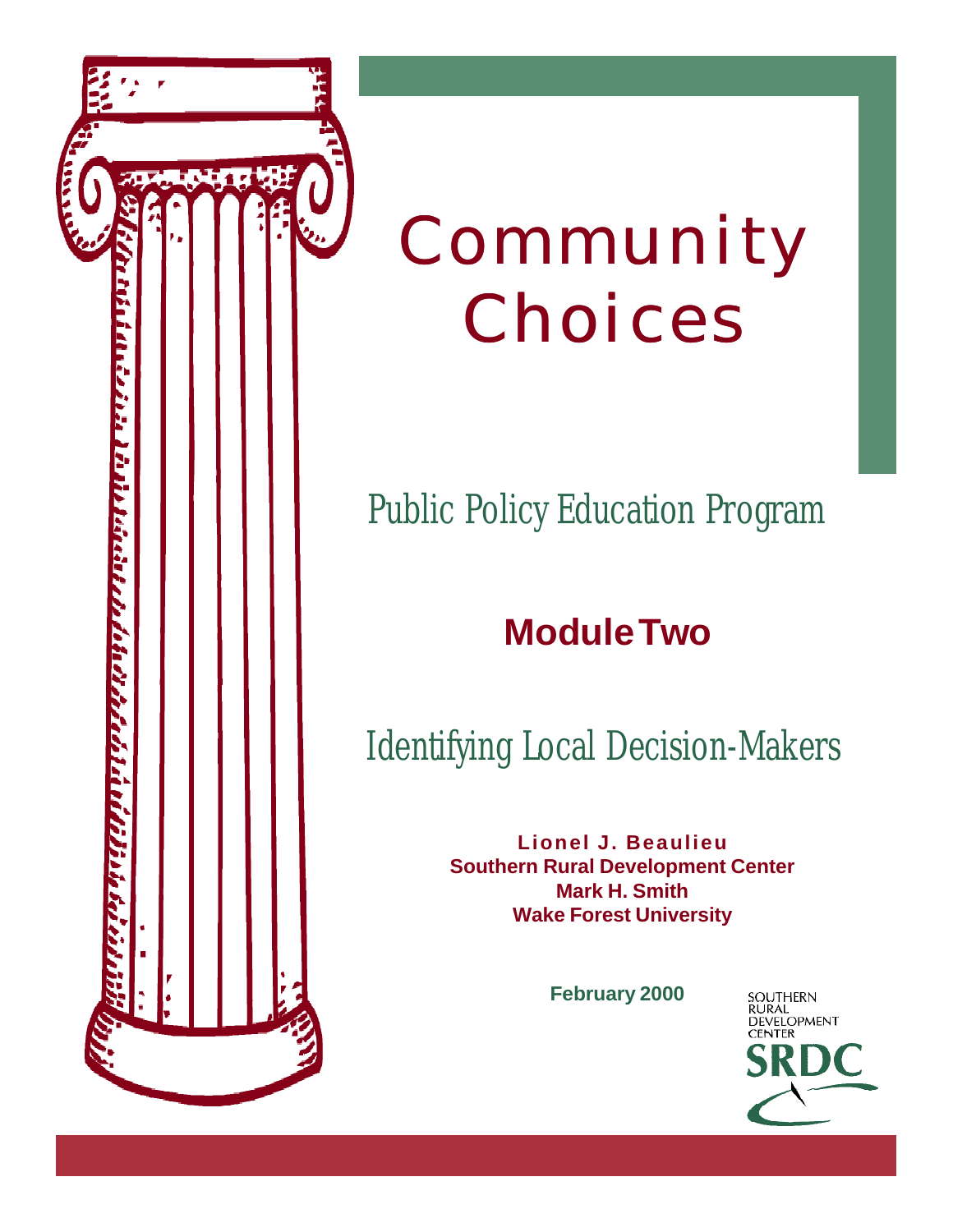# Community Choices

## Public Policy Education Program

## Module Two

## Identifying Local Decision-Makers

**Lionel J. Beaulieu**
**Southern Rural Development Center**
**Mark H. Smith**
**Wake Forest University**

**February 2000**

SOUTHERN RURAL DEVELOPMENT CENTER

SRDC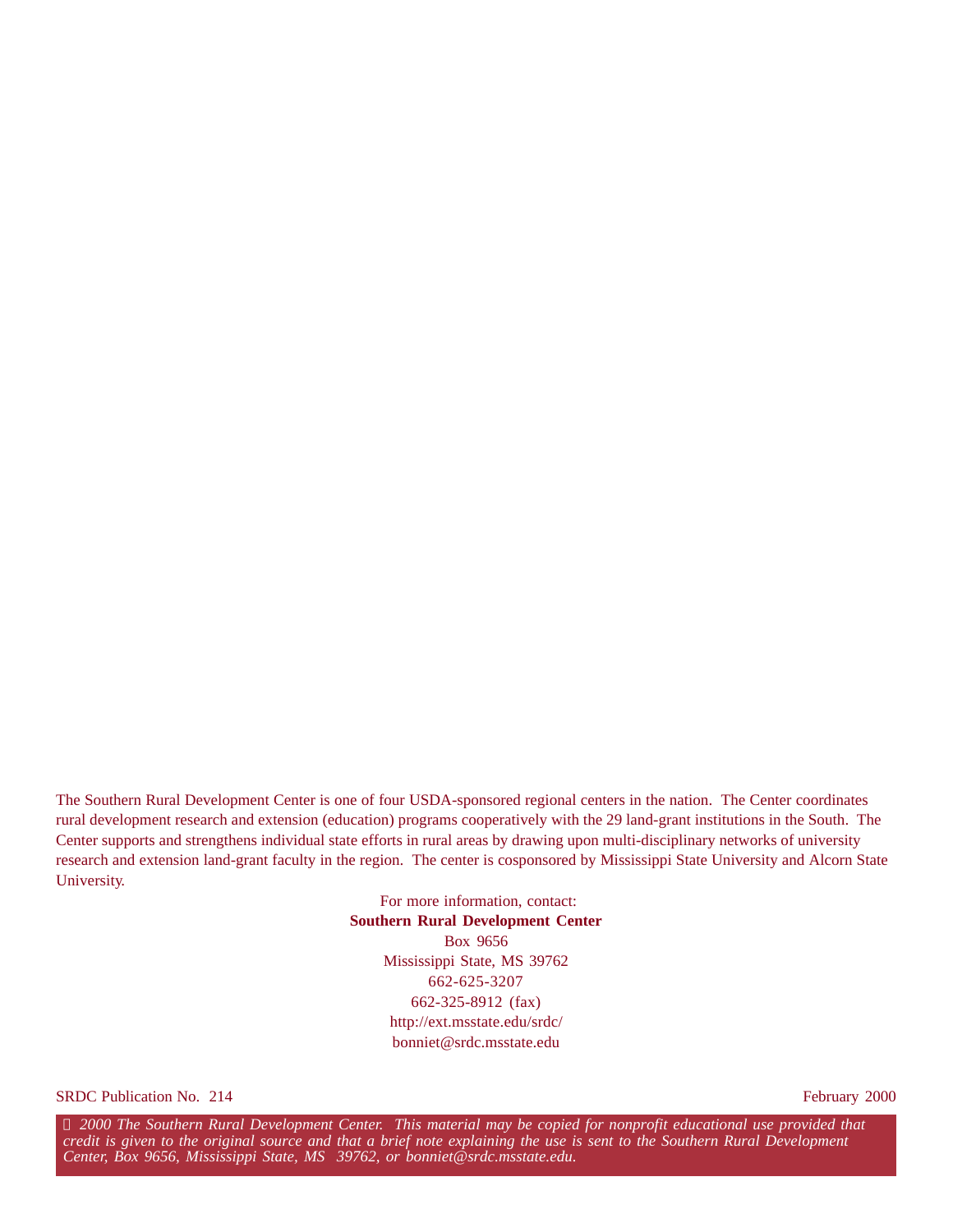The Southern Rural Development Center is one of four USDA-sponsored regional centers in the nation. The Center coordinates rural development research and extension (education) programs cooperatively with the 29 land-grant institutions in the South. The Center supports and strengthens individual state efforts in rural areas by drawing upon multi-disciplinary networks of university research and extension land-grant faculty in the region. The center is cosponsored by Mississippi State University and Alcorn State University.

For more information, contact:
**Southern Rural Development Center**
Box 9656
Mississippi State, MS 39762
662-625-3207
662-325-8912 (fax)
http://ext.msstate.edu/srdc/
bonniet@srdc.msstate.edu

SRDC Publication No. 214 February 2000

*© 2000 The Southern Rural Development Center. This material may be copied for nonprofit educational use provided that credit is given to the original source and that a brief note explaining the use is sent to the Southern Rural Development Center, Box 9656, Mississippi State, MS 39762, or bonniet@srdc.msstate.edu.*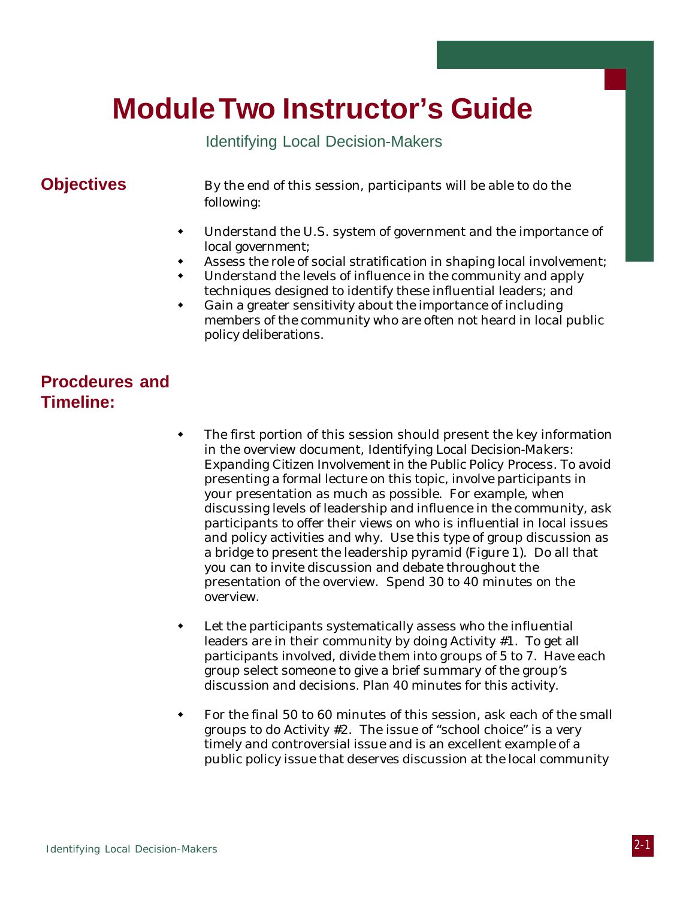# Module Two Instructor's Guide

## Identifying Local Decision-Makers

## Objectives

By the end of this session, participants will be able to do the following:

- Understand the U.S. system of government and the importance of local government;
- Assess the role of social stratification in shaping local involvement;
- Understand the levels of influence in the community and apply techniques designed to identify these influential leaders; and
- Gain a greater sensitivity about the importance of including members of the community who are often not heard in local public policy deliberations.

## Procdeures and Timeline:

- The first portion of this session should present the key information in the overview document, Identifying Local Decision-Makers: Expanding Citizen Involvement in the Public Policy Process. To avoid presenting a formal lecture on this topic, involve participants in your presentation as much as possible. For example, when discussing levels of leadership and influence in the community, ask participants to offer their views on who is influential in local issues and policy activities and why. Use this type of group discussion as a bridge to present the leadership pyramid (Figure 1). Do all that you can to invite discussion and debate throughout the presentation of the overview. Spend 30 to 40 minutes on the overview.

- Let the participants systematically assess who the influential leaders are in their community by doing Activity #1. To get all participants involved, divide them into groups of 5 to 7. Have each group select someone to give a brief summary of the group's discussion and decisions. Plan 40 minutes for this activity.

- For the final 50 to 60 minutes of this session, ask each of the small groups to do Activity #2. The issue of "school choice" is a very timely and controversial issue and is an excellent example of a public policy issue that deserves discussion at the local community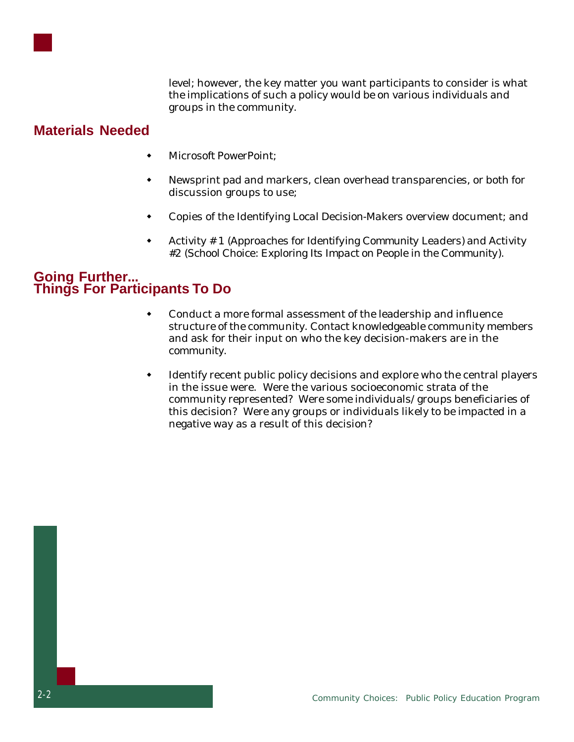level; however, the key matter you want participants to consider is what the implications of such a policy would be on various individuals and groups in the community.

## Materials Needed

- Microsoft PowerPoint;
- Newsprint pad and markers, clean overhead transparencies, or both for discussion groups to use;
- Copies of the Identifying Local Decision-Makers overview document; and
- Activity # 1 (Approaches for Identifying Community Leaders) and Activity #2 (School Choice: Exploring Its Impact on People in the Community).

## Going Further... Things For Participants To Do

- Conduct a more formal assessment of the leadership and influence structure of the community. Contact knowledgeable community members and ask for their input on who the key decision-makers are in the community.
- Identify recent public policy decisions and explore who the central players in the issue were. Were the various socioeconomic strata of the community represented? Were some individuals/groups beneficiaries of this decision? Were any groups or individuals likely to be impacted in a negative way as a result of this decision?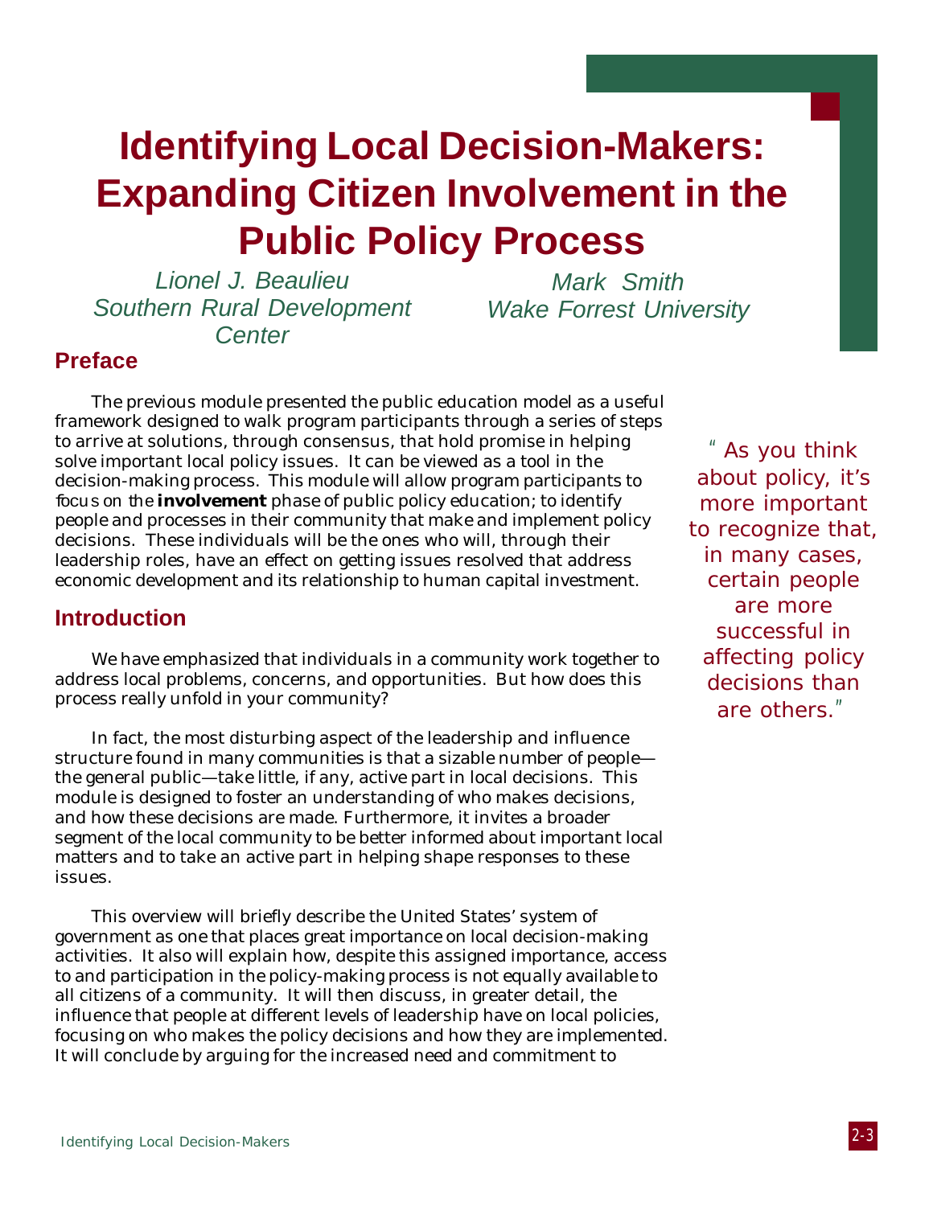# Identifying Local Decision-Makers: Expanding Citizen Involvement in the Public Policy Process

*Lionel J. Beaulieu*
*Southern Rural Development Center*

*Mark Smith*
*Wake Forrest University*

## Preface

The previous module presented the public education model as a useful framework designed to walk program participants through a series of steps to arrive at solutions, through consensus, that hold promise in helping solve important local policy issues. It can be viewed as a tool in the decision-making process. This module will allow program participants to focus on the **involvement** phase of public policy education; to identify people and processes in their community that make and implement policy decisions. These individuals will be the ones who will, through their leadership roles, have an effect on getting issues resolved that address economic development and its relationship to human capital investment.

> "As you think about policy, it's more important to recognize that, in many cases, certain people are more successful in affecting policy decisions than are others."

## Introduction

We have emphasized that individuals in a community work together to address local problems, concerns, and opportunities. But how does this process really unfold in your community?

In fact, the most disturbing aspect of the leadership and influence structure found in many communities is that a sizable number of people—the general public—take little, if any, active part in local decisions. This module is designed to foster an understanding of who makes decisions, and how these decisions are made. Furthermore, it invites a broader segment of the local community to be better informed about important local matters and to take an active part in helping shape responses to these issues.

This overview will briefly describe the United States' system of government as one that places great importance on local decision-making activities. It also will explain how, despite this assigned importance, access to and participation in the policy-making process is not equally available to all citizens of a community. It will then discuss, in greater detail, the influence that people at different levels of leadership have on local policies, focusing on who makes the policy decisions and how they are implemented. It will conclude by arguing for the increased need and commitment to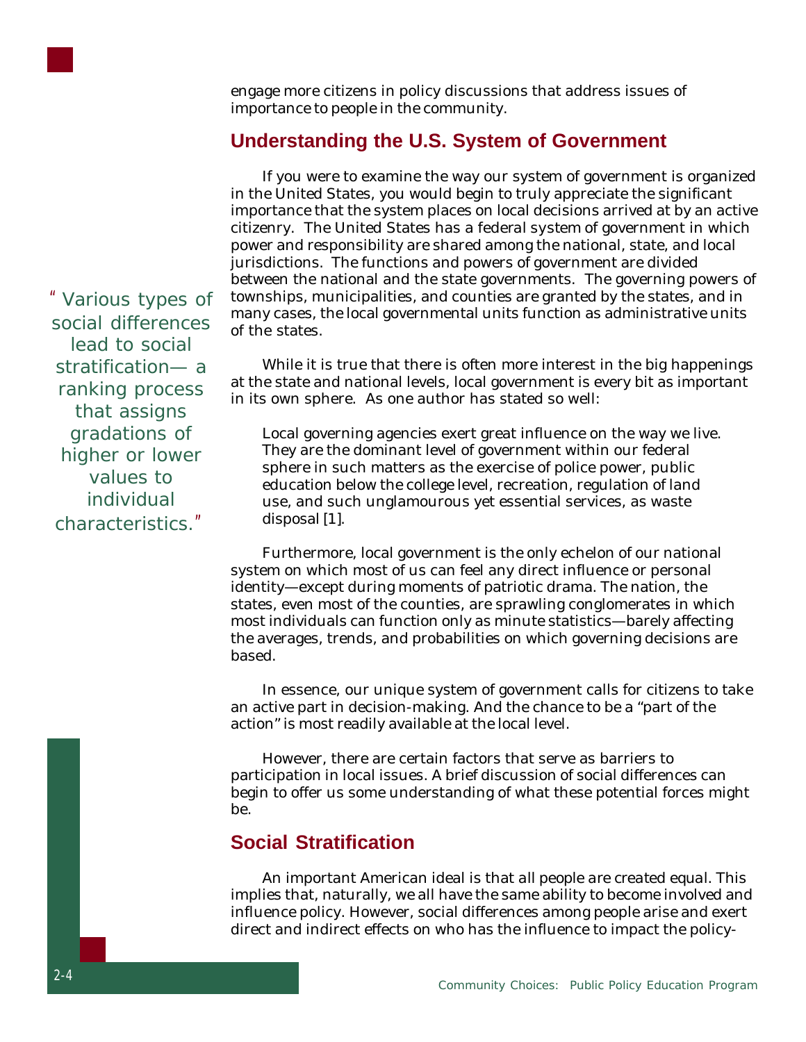engage more citizens in policy discussions that address issues of importance to people in the community.

## Understanding the U.S. System of Government

If you were to examine the way our system of government is organized in the United States, you would begin to truly appreciate the significant importance that the system places on local decisions arrived at by an active citizenry. The United States has a federal system of government in which power and responsibility are shared among the national, state, and local jurisdictions. The functions and powers of government are divided between the national and the state governments. The governing powers of townships, municipalities, and counties are granted by the states, and in many cases, the local governmental units function as administrative units of the states.

> "Various types of social differences lead to social stratification— a ranking process that assigns gradations of higher or lower values to individual characteristics."

While it is true that there is often more interest in the big happenings at the state and national levels, local government is every bit as important in its own sphere. As one author has stated so well:

> Local governing agencies exert great influence on the way we live. They are the dominant level of government within our federal sphere in such matters as the exercise of police power, public education below the college level, recreation, regulation of land use, and such unglamourous yet essential services, as waste disposal [1].

Furthermore, local government is the only echelon of our national system on which most of us can feel any direct influence or personal identity—except during moments of patriotic drama. The nation, the states, even most of the counties, are sprawling conglomerates in which most individuals can function only as minute statistics—barely affecting the averages, trends, and probabilities on which governing decisions are based.

In essence, our unique system of government calls for citizens to take an active part in decision-making. And the chance to be a "part of the action" is most readily available at the local level.

However, there are certain factors that serve as barriers to participation in local issues. A brief discussion of social differences can begin to offer us some understanding of what these potential forces might be.

## Social Stratification

An important American ideal is that all people are created equal. This implies that, naturally, we all have the same ability to become involved and influence policy. However, social differences among people arise and exert direct and indirect effects on who has the influence to impact the policy-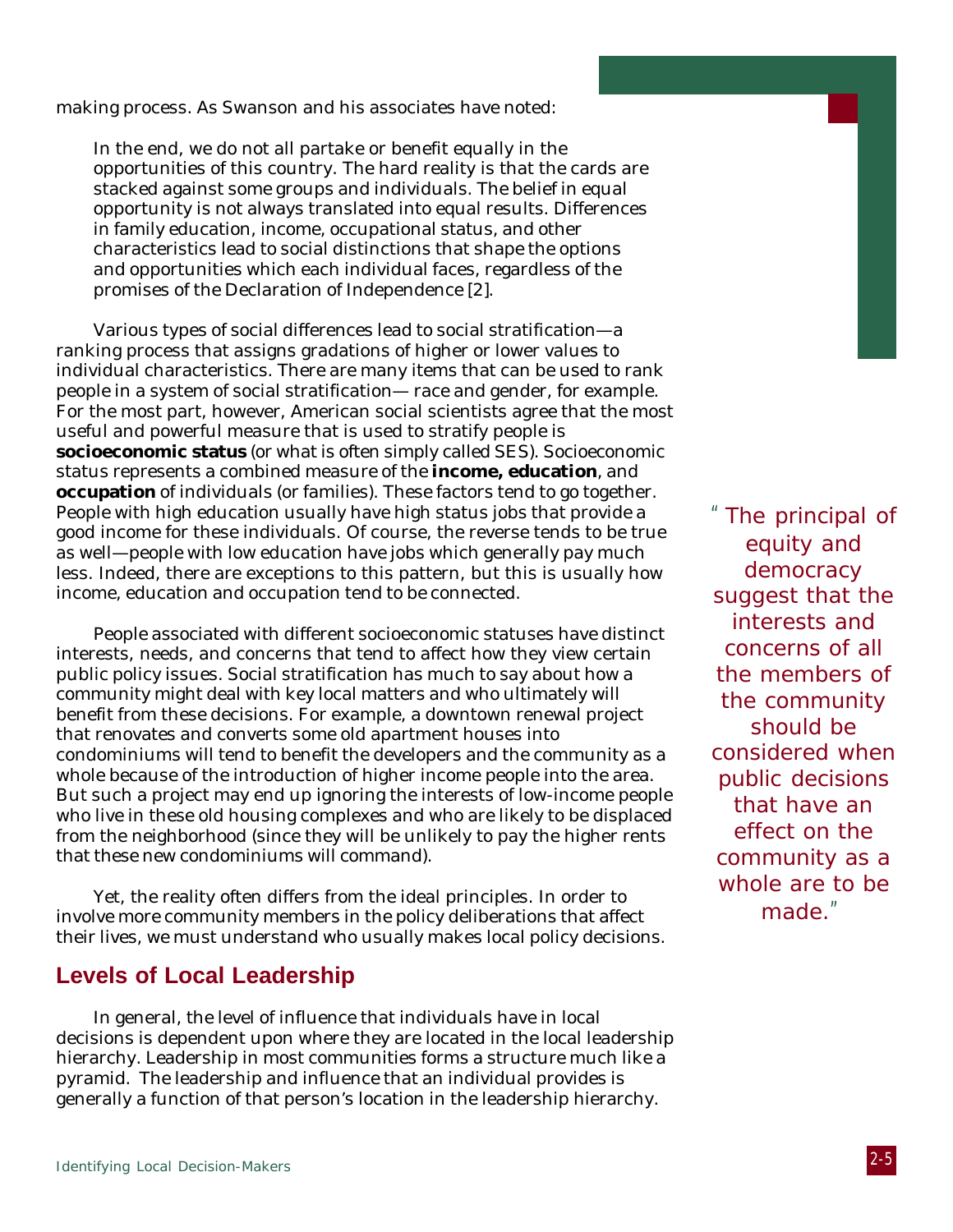making process. As Swanson and his associates have noted:

> In the end, we do not all partake or benefit equally in the opportunities of this country. The hard reality is that the cards are stacked against some groups and individuals. The belief in equal opportunity is not always translated into equal results. Differences in family education, income, occupational status, and other characteristics lead to social distinctions that shape the options and opportunities which each individual faces, regardless of the promises of the Declaration of Independence [2].

Various types of social differences lead to social stratification—a ranking process that assigns gradations of higher or lower values to individual characteristics. There are many items that can be used to rank people in a system of social stratification— race and gender, for example. For the most part, however, American social scientists agree that the most useful and powerful measure that is used to stratify people is **socioeconomic status** (or what is often simply called SES). Socioeconomic status represents a combined measure of the **income, education**, and **occupation** of individuals (or families). These factors tend to go together. People with high education usually have high status jobs that provide a good income for these individuals. Of course, the reverse tends to be true as well—people with low education have jobs which generally pay much less. Indeed, there are exceptions to this pattern, but this is usually how income, education and occupation tend to be connected.

> "The principal of equity and democracy suggest that the interests and concerns of all the members of the community should be considered when public decisions that have an effect on the community as a whole are to be made."

People associated with different socioeconomic statuses have distinct interests, needs, and concerns that tend to affect how they view certain public policy issues. Social stratification has much to say about how a community might deal with key local matters and who ultimately will benefit from these decisions. For example, a downtown renewal project that renovates and converts some old apartment houses into condominiums will tend to benefit the developers and the community as a whole because of the introduction of higher income people into the area. But such a project may end up ignoring the interests of low-income people who live in these old housing complexes and who are likely to be displaced from the neighborhood (since they will be unlikely to pay the higher rents that these new condominiums will command).

Yet, the reality often differs from the ideal principles. In order to involve more community members in the policy deliberations that affect their lives, we must understand who usually makes local policy decisions.

## Levels of Local Leadership

In general, the level of influence that individuals have in local decisions is dependent upon where they are located in the local leadership hierarchy. Leadership in most communities forms a structure much like a pyramid. The leadership and influence that an individual provides is generally a function of that person's location in the leadership hierarchy.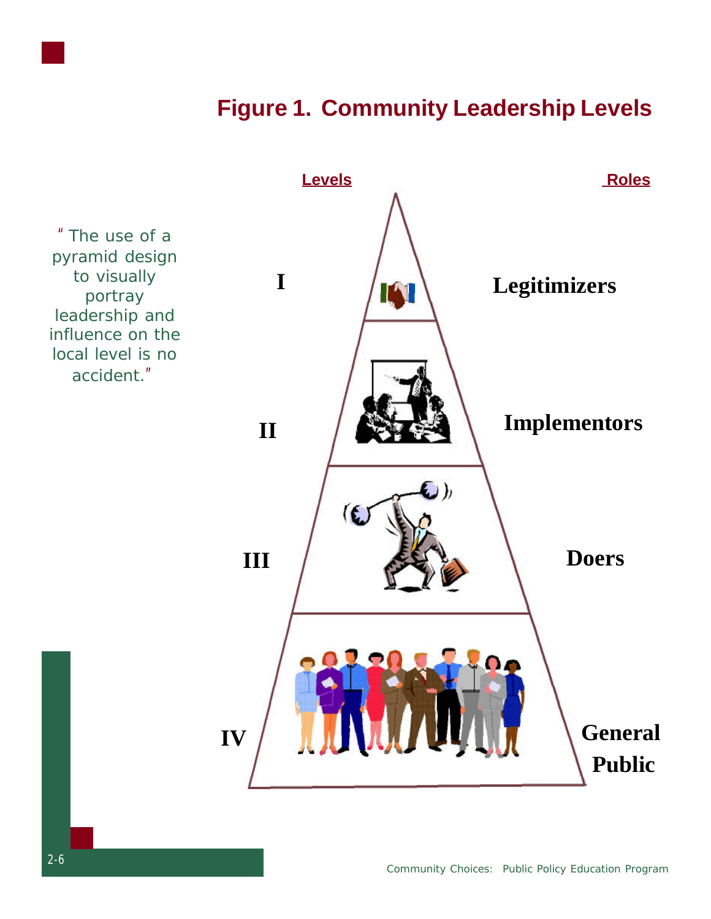# Figure 1. Community Leadership Levels

> "The use of a pyramid design to visually portray leadership and influence on the local level is no accident."

| Levels | Roles |
| --- | --- |
| I | Legitimizers |
| II | Implementors |
| III | Doers |
| IV | General Public |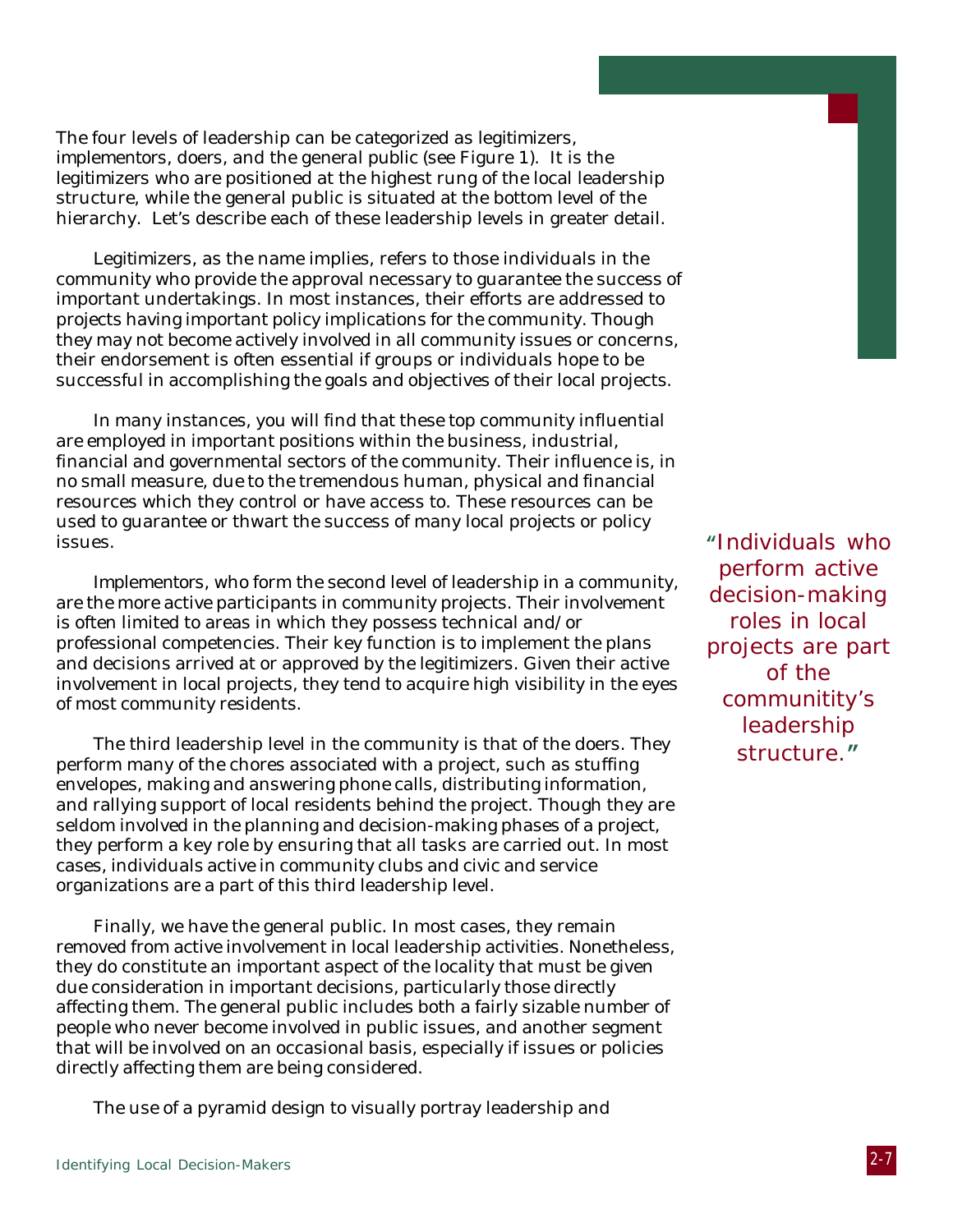The four levels of leadership can be categorized as legitimizers, implementors, doers, and the general public (see Figure 1). It is the legitimizers who are positioned at the highest rung of the local leadership structure, while the general public is situated at the bottom level of the hierarchy. Let's describe each of these leadership levels in greater detail.

Legitimizers, as the name implies, refers to those individuals in the community who provide the approval necessary to guarantee the success of important undertakings. In most instances, their efforts are addressed to projects having important policy implications for the community. Though they may not become actively involved in all community issues or concerns, their endorsement is often essential if groups or individuals hope to be successful in accomplishing the goals and objectives of their local projects.

In many instances, you will find that these top community influential are employed in important positions within the business, industrial, financial and governmental sectors of the community. Their influence is, in no small measure, due to the tremendous human, physical and financial resources which they control or have access to. These resources can be used to guarantee or thwart the success of many local projects or policy issues.

> "Individuals who perform active decision-making roles in local projects are part of the communitity's leadership structure."

Implementors, who form the second level of leadership in a community, are the more active participants in community projects. Their involvement is often limited to areas in which they possess technical and/or professional competencies. Their key function is to implement the plans and decisions arrived at or approved by the legitimizers. Given their active involvement in local projects, they tend to acquire high visibility in the eyes of most community residents.

The third leadership level in the community is that of the doers. They perform many of the chores associated with a project, such as stuffing envelopes, making and answering phone calls, distributing information, and rallying support of local residents behind the project. Though they are seldom involved in the planning and decision-making phases of a project, they perform a key role by ensuring that all tasks are carried out. In most cases, individuals active in community clubs and civic and service organizations are a part of this third leadership level.

Finally, we have the general public. In most cases, they remain removed from active involvement in local leadership activities. Nonetheless, they do constitute an important aspect of the locality that must be given due consideration in important decisions, particularly those directly affecting them. The general public includes both a fairly sizable number of people who never become involved in public issues, and another segment that will be involved on an occasional basis, especially if issues or policies directly affecting them are being considered.

The use of a pyramid design to visually portray leadership and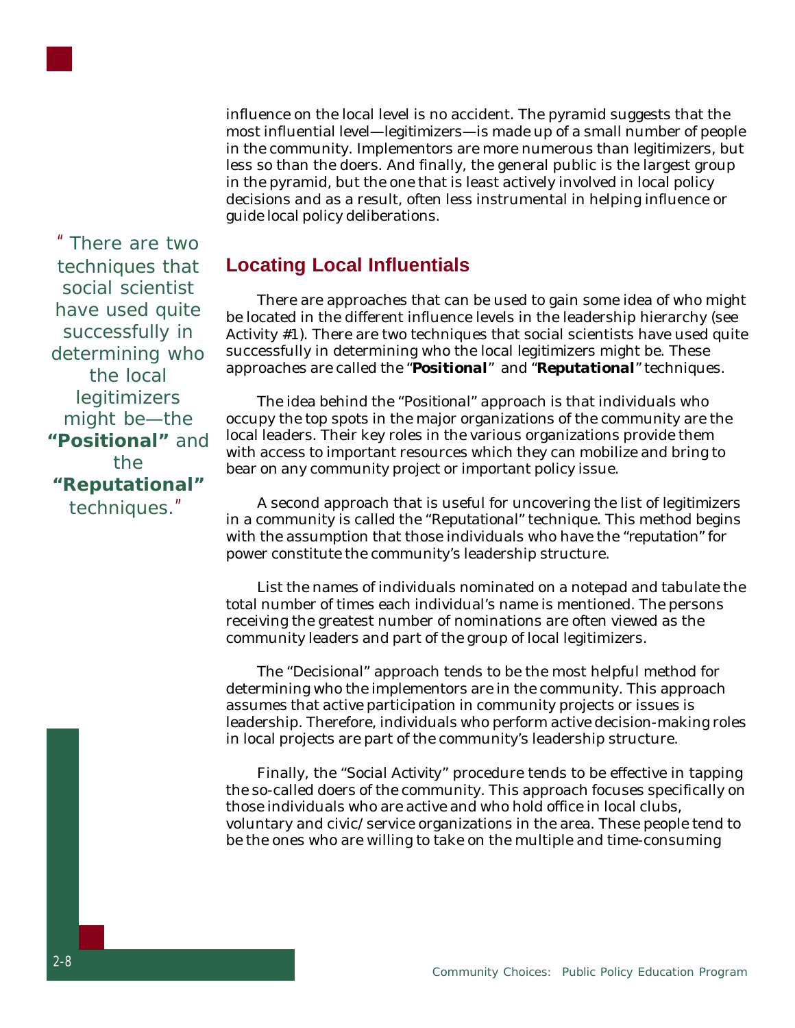influence on the local level is no accident. The pyramid suggests that the most influential level—legitimizers—is made up of a small number of people in the community. Implementors are more numerous than legitimizers, but less so than the doers. And finally, the general public is the largest group in the pyramid, but the one that is least actively involved in local policy decisions and as a result, often less instrumental in helping influence or guide local policy deliberations.

> " There are two techniques that social scientist have used quite successfully in determining who the local legitimizers might be—the **"Positional"** and the **"Reputational"** techniques."

## Locating Local Influentials

There are approaches that can be used to gain some idea of who might be located in the different influence levels in the leadership hierarchy (see Activity #1). There are two techniques that social scientists have used quite successfully in determining who the local legitimizers might be. These approaches are called the "***Positional***" and "***Reputational***" techniques.

The idea behind the "Positional" approach is that individuals who occupy the top spots in the major organizations of the community are the local leaders. Their key roles in the various organizations provide them with access to important resources which they can mobilize and bring to bear on any community project or important policy issue.

A second approach that is useful for uncovering the list of legitimizers in a community is called the "Reputational" technique. This method begins with the assumption that those individuals who have the "reputation" for power constitute the community's leadership structure.

List the names of individuals nominated on a notepad and tabulate the total number of times each individual's name is mentioned. The persons receiving the greatest number of nominations are often viewed as the community leaders and part of the group of local legitimizers.

The "Decisional" approach tends to be the most helpful method for determining who the implementors are in the community. This approach assumes that active participation in community projects or issues is leadership. Therefore, individuals who perform active decision-making roles in local projects are part of the community's leadership structure.

Finally, the "Social Activity" procedure tends to be effective in tapping the so-called doers of the community. This approach focuses specifically on those individuals who are active and who hold office in local clubs, voluntary and civic/service organizations in the area. These people tend to be the ones who are willing to take on the multiple and time-consuming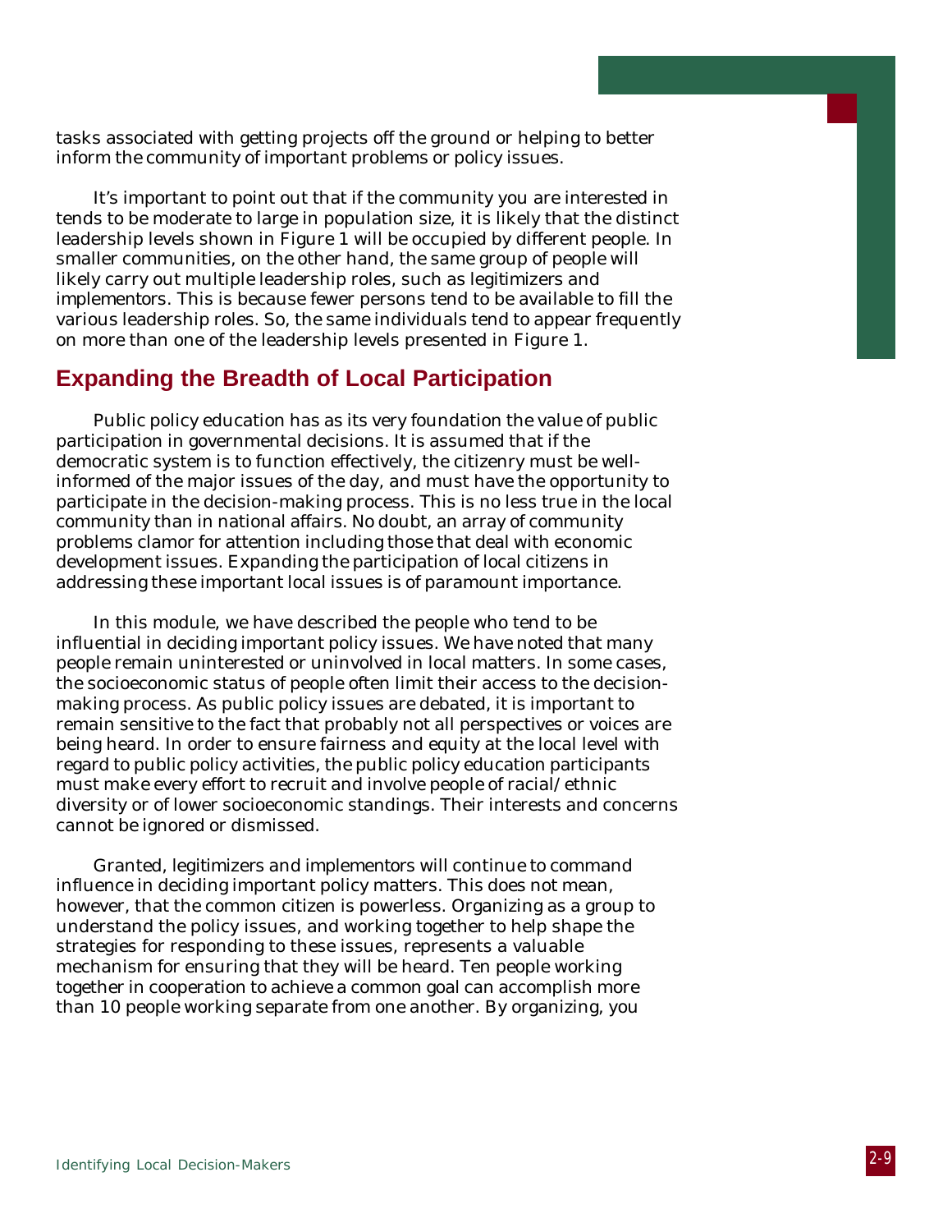tasks associated with getting projects off the ground or helping to better inform the community of important problems or policy issues.

It's important to point out that if the community you are interested in tends to be moderate to large in population size, it is likely that the distinct leadership levels shown in Figure 1 will be occupied by different people. In smaller communities, on the other hand, the same group of people will likely carry out multiple leadership roles, such as legitimizers and implementors. This is because fewer persons tend to be available to fill the various leadership roles. So, the same individuals tend to appear frequently on more than one of the leadership levels presented in Figure 1.

## Expanding the Breadth of Local Participation

Public policy education has as its very foundation the value of public participation in governmental decisions. It is assumed that if the democratic system is to function effectively, the citizenry must be well-informed of the major issues of the day, and must have the opportunity to participate in the decision-making process. This is no less true in the local community than in national affairs. No doubt, an array of community problems clamor for attention including those that deal with economic development issues. Expanding the participation of local citizens in addressing these important local issues is of paramount importance.

In this module, we have described the people who tend to be influential in deciding important policy issues. We have noted that many people remain uninterested or uninvolved in local matters. In some cases, the socioeconomic status of people often limit their access to the decision-making process. As public policy issues are debated, it is important to remain sensitive to the fact that probably not all perspectives or voices are being heard. In order to ensure fairness and equity at the local level with regard to public policy activities, the public policy education participants must make every effort to recruit and involve people of racial/ethnic diversity or of lower socioeconomic standings. Their interests and concerns cannot be ignored or dismissed.

Granted, legitimizers and implementors will continue to command influence in deciding important policy matters. This does not mean, however, that the common citizen is powerless. Organizing as a group to understand the policy issues, and working together to help shape the strategies for responding to these issues, represents a valuable mechanism for ensuring that they will be heard. Ten people working together in cooperation to achieve a common goal can accomplish more than 10 people working separate from one another. By organizing, you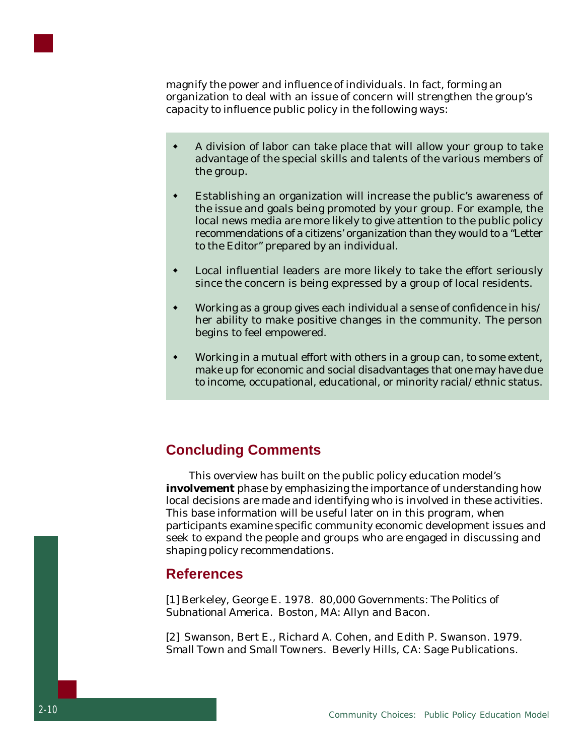magnify the power and influence of individuals. In fact, forming an organization to deal with an issue of concern will strengthen the group's capacity to influence public policy in the following ways:

- A division of labor can take place that will allow your group to take advantage of the special skills and talents of the various members of the group.
- Establishing an organization will increase the public's awareness of the issue and goals being promoted by your group. For example, the local news media are more likely to give attention to the public policy recommendations of a citizens' organization than they would to a "Letter to the Editor" prepared by an individual.
- Local influential leaders are more likely to take the effort seriously since the concern is being expressed by a group of local residents.
- Working as a group gives each individual a sense of confidence in his/her ability to make positive changes in the community. The person begins to feel empowered.
- Working in a mutual effort with others in a group can, to some extent, make up for economic and social disadvantages that one may have due to income, occupational, educational, or minority racial/ethnic status.

## Concluding Comments

This overview has built on the public policy education model's **involvement** phase by emphasizing the importance of understanding how local decisions are made and identifying who is involved in these activities. This base information will be useful later on in this program, when participants examine specific community economic development issues and seek to expand the people and groups who are engaged in discussing and shaping policy recommendations.

## References

[1] Berkeley, George E. 1978. 80,000 Governments: The Politics of Subnational America. Boston, MA: Allyn and Bacon.

[2] Swanson, Bert E., Richard A. Cohen, and Edith P. Swanson. 1979. Small Town and Small Towners. Beverly Hills, CA: Sage Publications.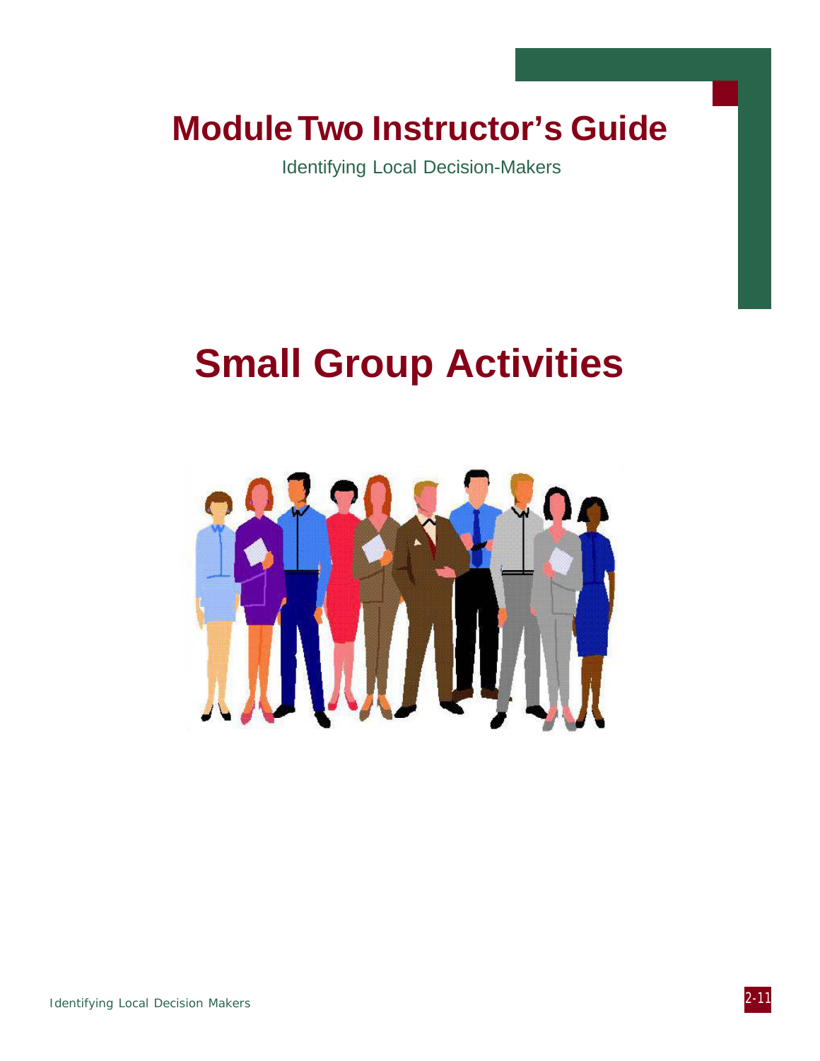# Module Two Instructor's Guide

Identifying Local Decision-Makers

# Small Group Activities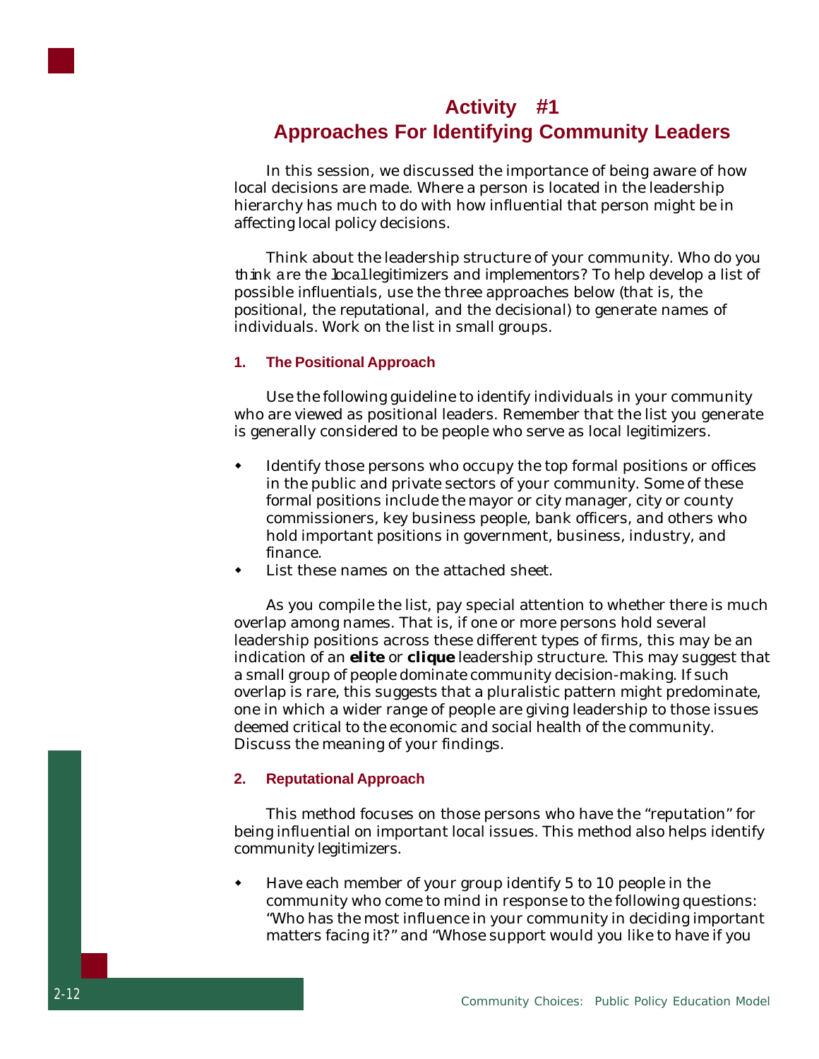## Activity #1
## Approaches For Identifying Community Leaders

In this session, we discussed the importance of being aware of how local decisions are made. Where a person is located in the leadership hierarchy has much to do with how influential that person might be in affecting local policy decisions.

Think about the leadership structure of your community. Who do you think are the local legitimizers and implementors? To help develop a list of possible influentials, use the three approaches below (that is, the positional, the reputational, and the decisional) to generate names of individuals. Work on the list in small groups.

### 1. The Positional Approach

Use the following guideline to identify individuals in your community who are viewed as positional leaders. Remember that the list you generate is generally considered to be people who serve as local legitimizers.

- Identify those persons who occupy the top formal positions or offices in the public and private sectors of your community. Some of these formal positions include the mayor or city manager, city or county commissioners, key business people, bank officers, and others who hold important positions in government, business, industry, and finance.
- List these names on the attached sheet.

As you compile the list, pay special attention to whether there is much overlap among names. That is, if one or more persons hold several leadership positions across these different types of firms, this may be an indication of an ***elite*** or ***clique*** leadership structure. This may suggest that a small group of people dominate community decision-making. If such overlap is rare, this suggests that a pluralistic pattern might predominate, one in which a wider range of people are giving leadership to those issues deemed critical to the economic and social health of the community. Discuss the meaning of your findings.

### 2. Reputational Approach

This method focuses on those persons who have the "reputation" for being influential on important local issues. This method also helps identify community legitimizers.

- Have each member of your group identify 5 to 10 people in the community who come to mind in response to the following questions: "Who has the most influence in your community in deciding important matters facing it?" and "Whose support would you like to have if you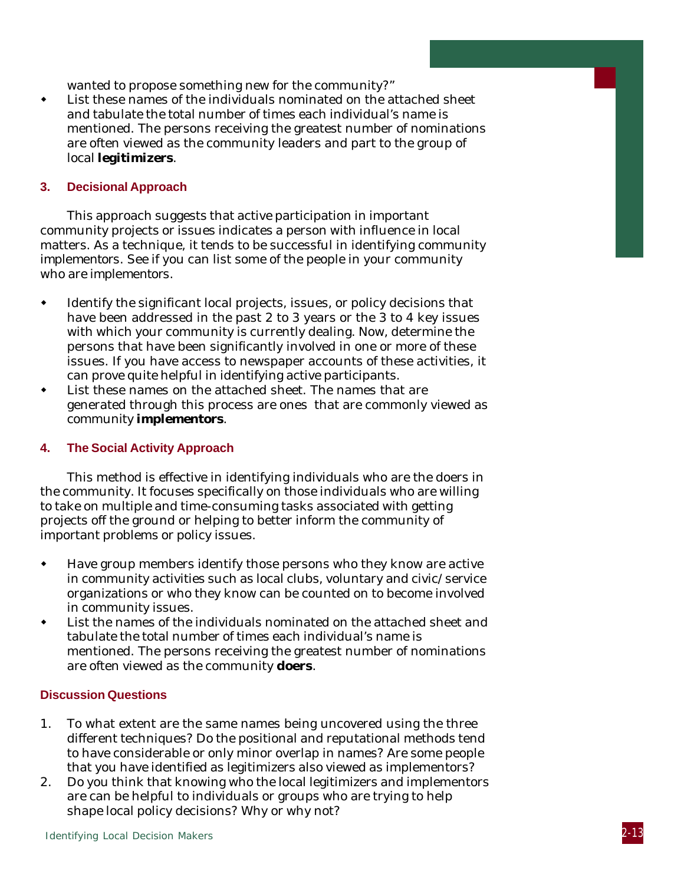wanted to propose something new for the community?"

- List these names of the individuals nominated on the attached sheet and tabulate the total number of times each individual's name is mentioned. The persons receiving the greatest number of nominations are often viewed as the community leaders and part to the group of local **legitimizers**.

### 3. Decisional Approach

This approach suggests that active participation in important community projects or issues indicates a person with influence in local matters. As a technique, it tends to be successful in identifying community implementors. See if you can list some of the people in your community who are implementors.

- Identify the significant local projects, issues, or policy decisions that have been addressed in the past 2 to 3 years or the 3 to 4 key issues with which your community is currently dealing. Now, determine the persons that have been significantly involved in one or more of these issues. If you have access to newspaper accounts of these activities, it can prove quite helpful in identifying active participants.
- List these names on the attached sheet. The names that are generated through this process are ones that are commonly viewed as community **implementors**.

### 4. The Social Activity Approach

This method is effective in identifying individuals who are the doers in the community. It focuses specifically on those individuals who are willing to take on multiple and time-consuming tasks associated with getting projects off the ground or helping to better inform the community of important problems or policy issues.

- Have group members identify those persons who they know are active in community activities such as local clubs, voluntary and civic/service organizations or who they know can be counted on to become involved in community issues.
- List the names of the individuals nominated on the attached sheet and tabulate the total number of times each individual's name is mentioned. The persons receiving the greatest number of nominations are often viewed as the community **doers**.

### Discussion Questions

1. To what extent are the same names being uncovered using the three different techniques? Do the positional and reputational methods tend to have considerable or only minor overlap in names? Are some people that you have identified as legitimizers also viewed as implementors?
2. Do you think that knowing who the local legitimizers and implementors are can be helpful to individuals or groups who are trying to help shape local policy decisions? Why or why not?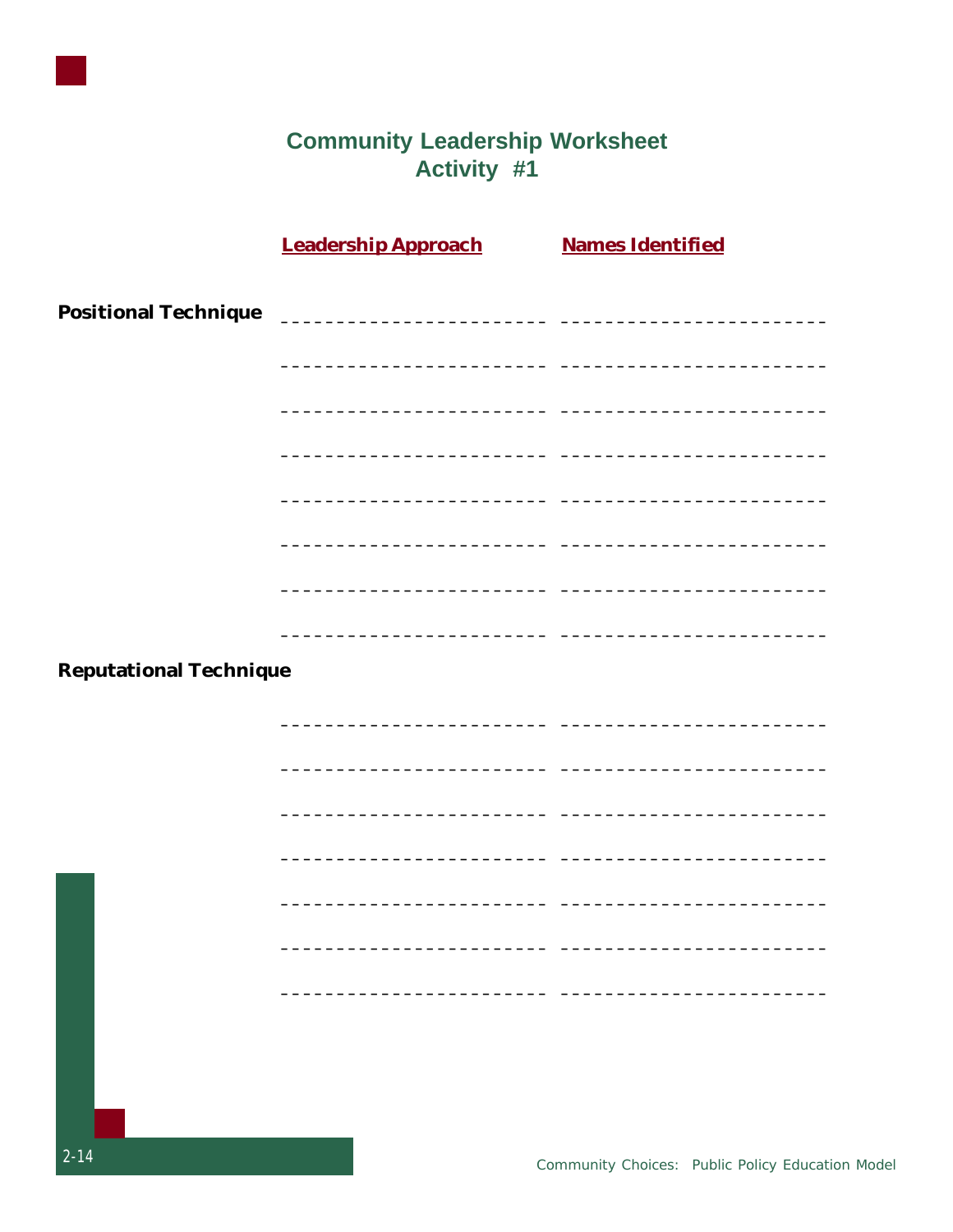# Community Leadership Worksheet
## Activity #1

| | Leadership Approach | Names Identified |
|---|---|---|
| **Positional Technique** | ------------------------ | ------------------------ |
| | ------------------------ | ------------------------ |
| | ------------------------ | ------------------------ |
| | ------------------------ | ------------------------ |
| | ------------------------ | ------------------------ |
| | ------------------------ | ------------------------ |
| | ------------------------ | ------------------------ |
| | ------------------------ | ------------------------ |
| **Reputational Technique** | | |
| | ------------------------ | ------------------------ |
| | ------------------------ | ------------------------ |
| | ------------------------ | ------------------------ |
| | ------------------------ | ------------------------ |
| | ------------------------ | ------------------------ |
| | ------------------------ | ------------------------ |
| | ------------------------ | ------------------------ |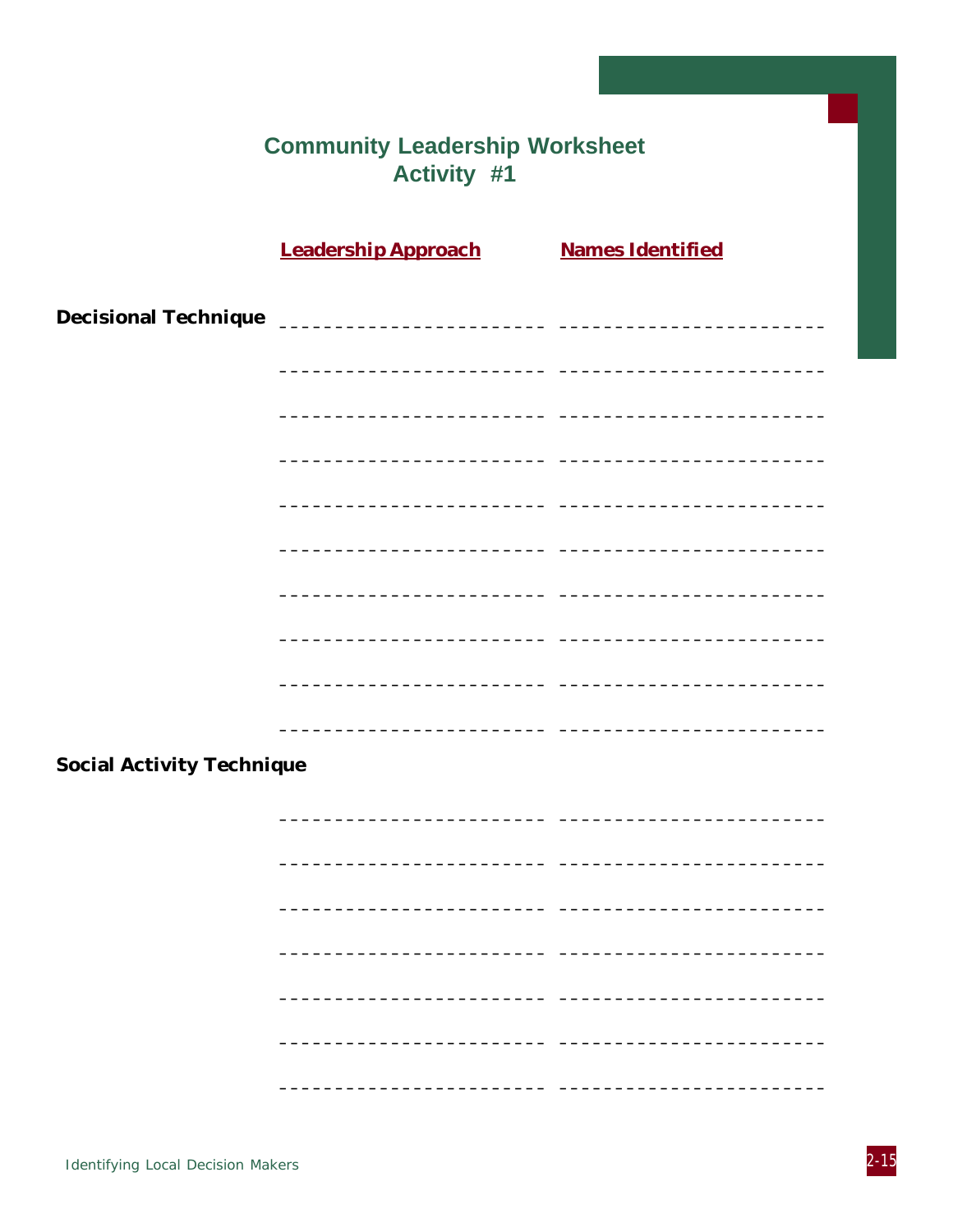## Community Leadership Worksheet
## Activity #1

| | Leadership Approach | Names Identified |
|---|---|---|
| **Decisional Technique** | ________________________ | ________________________ |
| | ________________________ | ________________________ |
| | ________________________ | ________________________ |
| | ________________________ | ________________________ |
| | ________________________ | ________________________ |
| | ________________________ | ________________________ |
| | ________________________ | ________________________ |
| | ________________________ | ________________________ |
| | ________________________ | ________________________ |
| | ________________________ | ________________________ |
| **Social Activity Technique** | | |
| | ________________________ | ________________________ |
| | ________________________ | ________________________ |
| | ________________________ | ________________________ |
| | ________________________ | ________________________ |
| | ________________________ | ________________________ |
| | ________________________ | ________________________ |
| | ________________________ | ________________________ |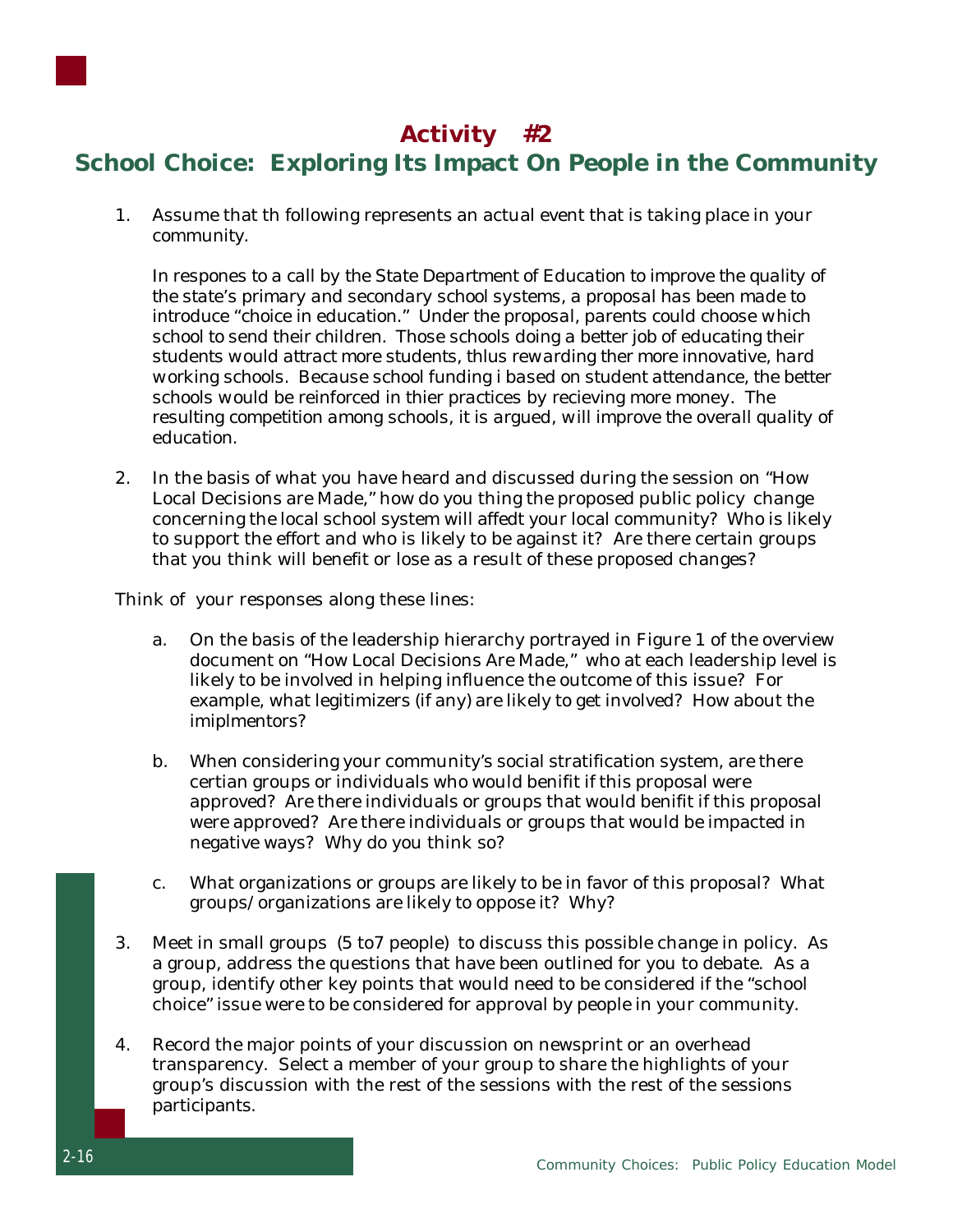# Activity #2

## School Choice: Exploring Its Impact On People in the Community

1. Assume that th following represents an actual event that is taking place in your community.

   *In respones to a call by the State Department of Education to improve the quality of the state's primary and secondary school systems, a proposal has been made to introduce "choice in education." Under the proposal, parents could choose which school to send their children. Those schools doing a better job of educating their students would attract more students, thlus rewarding ther more innovative, hard working schools. Because school funding i based on student attendance, the better schools would be reinforced in thier practices by recieving more money. The resulting competition among schools, it is argued, will improve the overall quality of education.*

2. In the basis of what you have heard and discussed during the session on "How Local Decisions are Made," how do you thing the proposed public policy change concerning the local school system will affedt your local community? Who is likely to support the effort and who is likely to be against it? Are there certain groups that you think will benefit or lose as a result of these proposed changes?

Think of your responses along these lines:

a. On the basis of the leadership hierarchy portrayed in Figure 1 of the overview document on "How Local Decisions Are Made," who at each leadership level is likely to be involved in helping influence the outcome of this issue? For example, what legitimizers (if any) are likely to get involved? How about the imiplmentors?

b. When considering your community's social stratification system, are there certian groups or individuals who would benifit if this proposal were approved? Are there individuals or groups that would benifit if this proposal were approved? Are there individuals or groups that would be impacted in negative ways? Why do you think so?

c. What organizations or groups are likely to be in favor of this proposal? What groups/organizations are likely to oppose it? Why?

3. Meet in small groups (5 to7 people) to discuss this possible change in policy. As a group, address the questions that have been outlined for you to debate. As a group, identify other key points that would need to be considered if the "school choice" issue were to be considered for approval by people in your community.

4. Record the major points of your discussion on newsprint or an overhead transparency. Select a member of your group to share the highlights of your group's discussion with the rest of the sessions with the rest of the sessions participants.